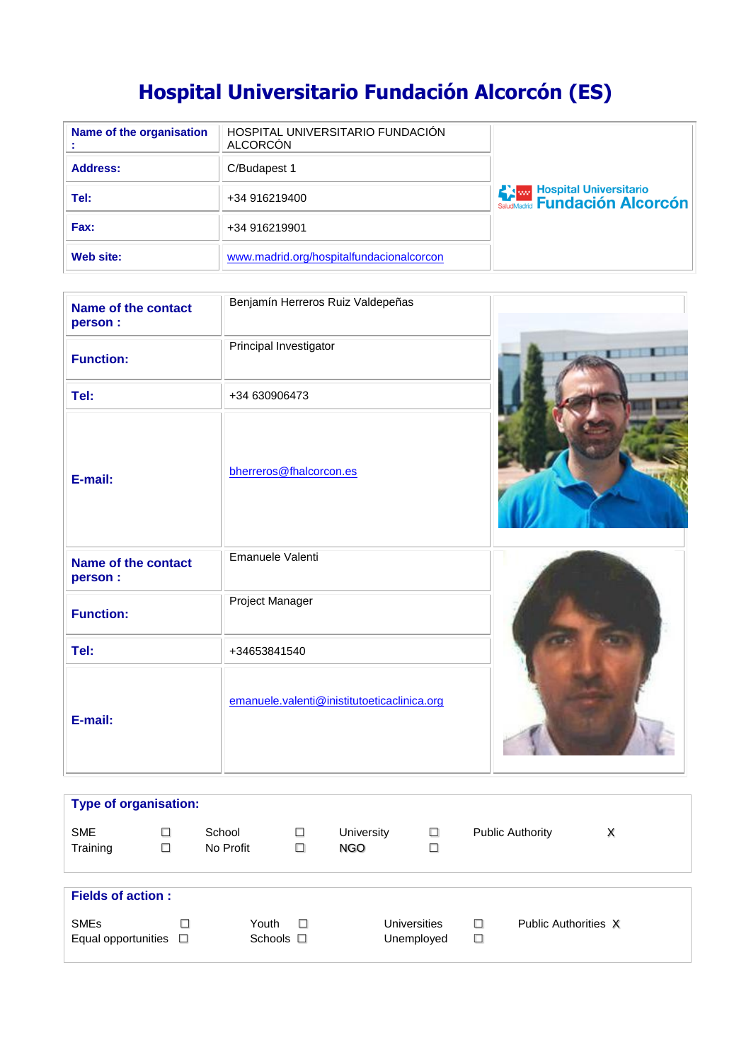# Hospital Universitario Fundación Alcorcón (ES)

| | |
|---|---|
| **Name of the organisation :** | HOSPITAL UNIVERSITARIO FUNDACIÓN ALCORCÓN |
| **Address:** | C/Budapest 1 |
| **Tel:** | +34 916219400 |
| **Fax:** | +34 916219901 |
| **Web site:** | www.madrid.org/hospitalfundacionalcorcon |

| | |
|---|---|
| **Name of the contact person :** | Benjamín Herreros Ruiz Valdepeñas |
| **Function:** | Principal Investigator |
| **Tel:** | +34 630906473 |
| **E-mail:** | bherreros@fhalcorcon.es |
| **Name of the contact person :** | Emanuele Valenti |
| **Function:** | Project Manager |
| **Tel:** | +34653841540 |
| **E-mail:** | emanuele.valenti@inistitutoeticaclinica.org |

**Type of organisation:**

| | | | | | | | |
|---|---|---|---|---|---|---|---|
| SME | ☐ | School | ☐ | University | ☐ | Public Authority | X |
| Training | ☐ | No Profit | ☐ | NGO | ☐ | | |

**Fields of action :**

| | | | | | | | |
|---|---|---|---|---|---|---|---|
| SMEs | ☐ | Youth | ☐ | Universities | ☐ | Public Authorities | X |
| Equal opportunities | ☐ | Schools | ☐ | Unemployed | ☐ | | |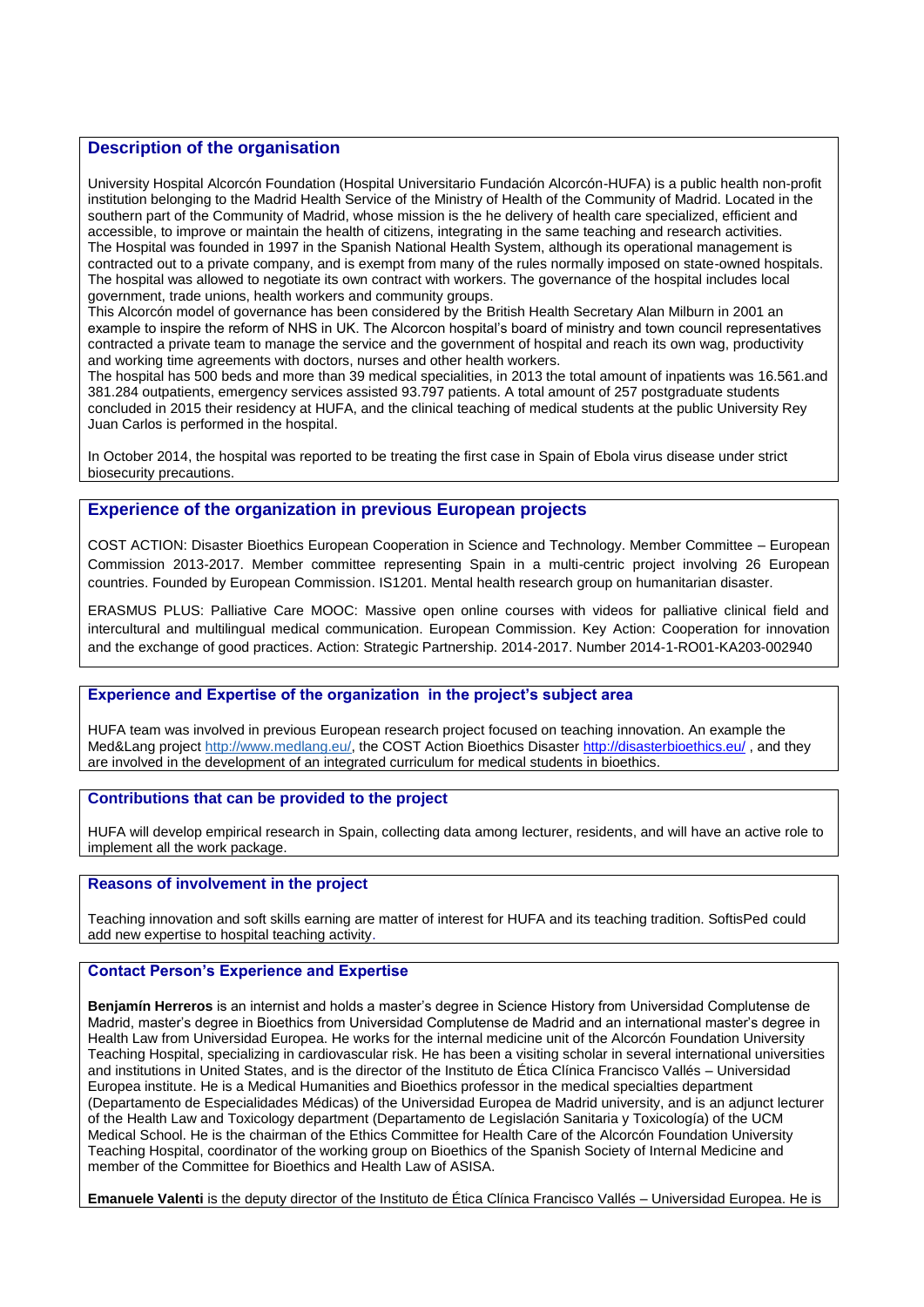## Description of the organisation

University Hospital Alcorcón Foundation (Hospital Universitario Fundación Alcorcón-HUFA) is a public health non-profit institution belonging to the Madrid Health Service of the Ministry of Health of the Community of Madrid. Located in the southern part of the Community of Madrid, whose mission is the he delivery of health care specialized, efficient and accessible, to improve or maintain the health of citizens, integrating in the same teaching and research activities.
The Hospital was founded in 1997 in the Spanish National Health System, although its operational management is contracted out to a private company, and is exempt from many of the rules normally imposed on state-owned hospitals. The hospital was allowed to negotiate its own contract with workers. The governance of the hospital includes local government, trade unions, health workers and community groups.
This Alcorcón model of governance has been considered by the British Health Secretary Alan Milburn in 2001 an example to inspire the reform of NHS in UK. The Alcorcon hospital's board of ministry and town council representatives contracted a private team to manage the service and the government of hospital and reach its own wag, productivity and working time agreements with doctors, nurses and other health workers.
The hospital has 500 beds and more than 39 medical specialities, in 2013 the total amount of inpatients was 16.561.and 381.284 outpatients, emergency services assisted 93.797 patients. A total amount of 257 postgraduate students concluded in 2015 their residency at HUFA, and the clinical teaching of medical students at the public University Rey Juan Carlos is performed in the hospital.

In October 2014, the hospital was reported to be treating the first case in Spain of Ebola virus disease under strict biosecurity precautions.

## Experience of the organization in previous European projects

COST ACTION: Disaster Bioethics European Cooperation in Science and Technology. Member Committee – European Commission 2013-2017. Member committee representing Spain in a multi-centric project involving 26 European countries. Founded by European Commission. IS1201. Mental health research group on humanitarian disaster.

ERASMUS PLUS: Palliative Care MOOC: Massive open online courses with videos for palliative clinical field and intercultural and multilingual medical communication. European Commission. Key Action: Cooperation for innovation and the exchange of good practices. Action: Strategic Partnership. 2014-2017. Number 2014-1-RO01-KA203-002940

## Experience and Expertise of the organization in the project's subject area

HUFA team was involved in previous European research project focused on teaching innovation. An example the Med&Lang project http://www.medlang.eu/, the COST Action Bioethics Disaster http://disasterbioethics.eu/ , and they are involved in the development of an integrated curriculum for medical students in bioethics.

## Contributions that can be provided to the project

HUFA will develop empirical research in Spain, collecting data among lecturer, residents, and will have an active role to implement all the work package.

## Reasons of involvement in the project

Teaching innovation and soft skills earning are matter of interest for HUFA and its teaching tradition. SoftisPed could add new expertise to hospital teaching activity.

## Contact Person's Experience and Expertise

**Benjamín Herreros** is an internist and holds a master's degree in Science History from Universidad Complutense de Madrid, master's degree in Bioethics from Universidad Complutense de Madrid and an international master's degree in Health Law from Universidad Europea. He works for the internal medicine unit of the Alcorcón Foundation University Teaching Hospital, specializing in cardiovascular risk. He has been a visiting scholar in several international universities and institutions in United States, and is the director of the Instituto de Ética Clínica Francisco Vallés – Universidad Europea institute. He is a Medical Humanities and Bioethics professor in the medical specialties department (Departamento de Especialidades Médicas) of the Universidad Europea de Madrid university, and is an adjunct lecturer of the Health Law and Toxicology department (Departamento de Legislación Sanitaria y Toxicología) of the UCM Medical School. He is the chairman of the Ethics Committee for Health Care of the Alcorcón Foundation University Teaching Hospital, coordinator of the working group on Bioethics of the Spanish Society of Internal Medicine and member of the Committee for Bioethics and Health Law of ASISA.

**Emanuele Valenti** is the deputy director of the Instituto de Ética Clínica Francisco Vallés – Universidad Europea. He is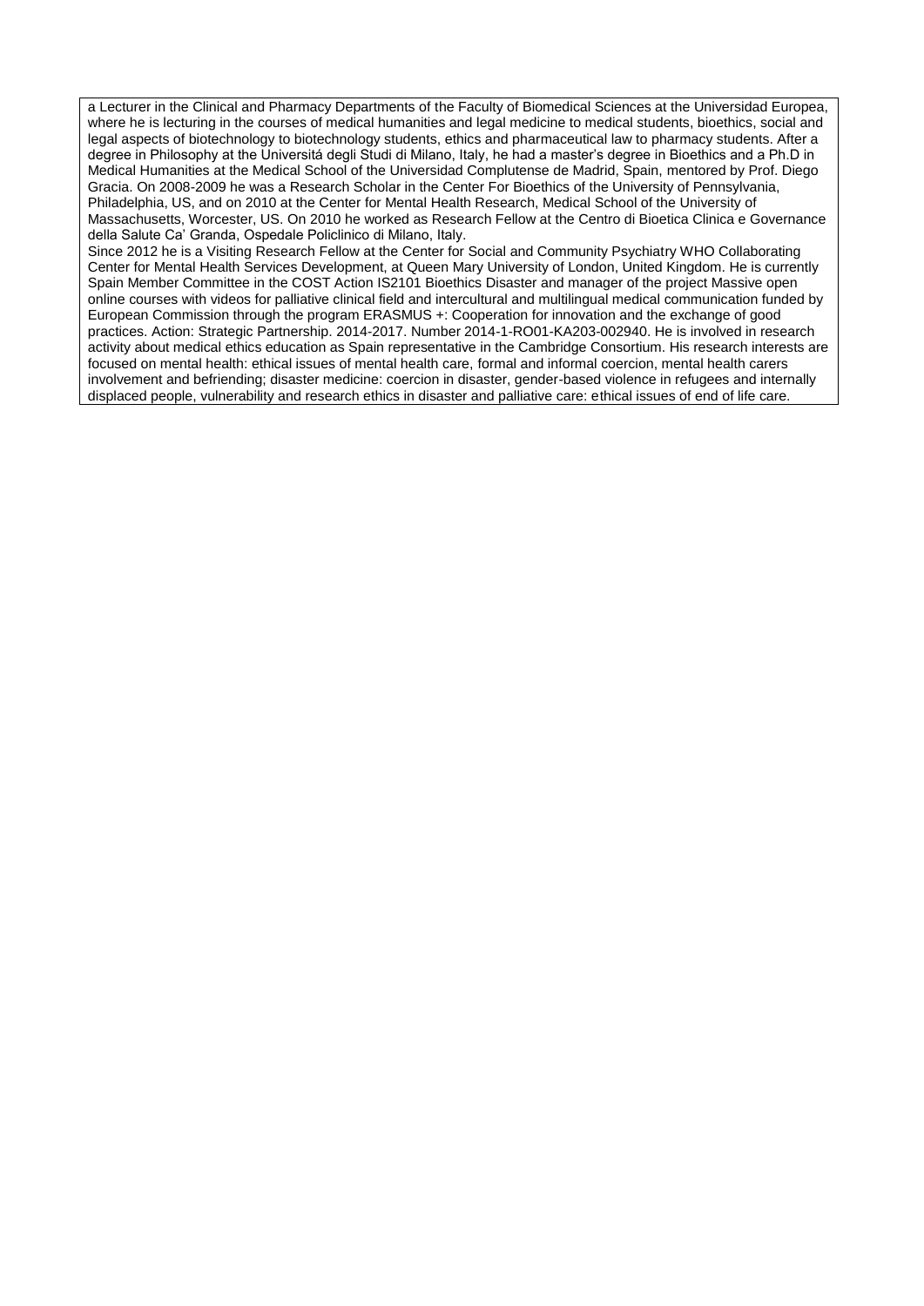a Lecturer in the Clinical and Pharmacy Departments of the Faculty of Biomedical Sciences at the Universidad Europea, where he is lecturing in the courses of medical humanities and legal medicine to medical students, bioethics, social and legal aspects of biotechnology to biotechnology students, ethics and pharmaceutical law to pharmacy students. After a degree in Philosophy at the Universitá degli Studi di Milano, Italy, he had a master's degree in Bioethics and a Ph.D in Medical Humanities at the Medical School of the Universidad Complutense de Madrid, Spain, mentored by Prof. Diego Gracia. On 2008-2009 he was a Research Scholar in the Center For Bioethics of the University of Pennsylvania, Philadelphia, US, and on 2010 at the Center for Mental Health Research, Medical School of the University of Massachusetts, Worcester, US. On 2010 he worked as Research Fellow at the Centro di Bioetica Clinica e Governance della Salute Ca' Granda, Ospedale Policlinico di Milano, Italy.

Since 2012 he is a Visiting Research Fellow at the Center for Social and Community Psychiatry WHO Collaborating Center for Mental Health Services Development, at Queen Mary University of London, United Kingdom. He is currently Spain Member Committee in the COST Action IS2101 Bioethics Disaster and manager of the project Massive open online courses with videos for palliative clinical field and intercultural and multilingual medical communication funded by European Commission through the program ERASMUS +: Cooperation for innovation and the exchange of good practices. Action: Strategic Partnership. 2014-2017. Number 2014-1-RO01-KA203-002940. He is involved in research activity about medical ethics education as Spain representative in the Cambridge Consortium. His research interests are focused on mental health: ethical issues of mental health care, formal and informal coercion, mental health carers involvement and befriending; disaster medicine: coercion in disaster, gender-based violence in refugees and internally displaced people, vulnerability and research ethics in disaster and palliative care: ethical issues of end of life care.